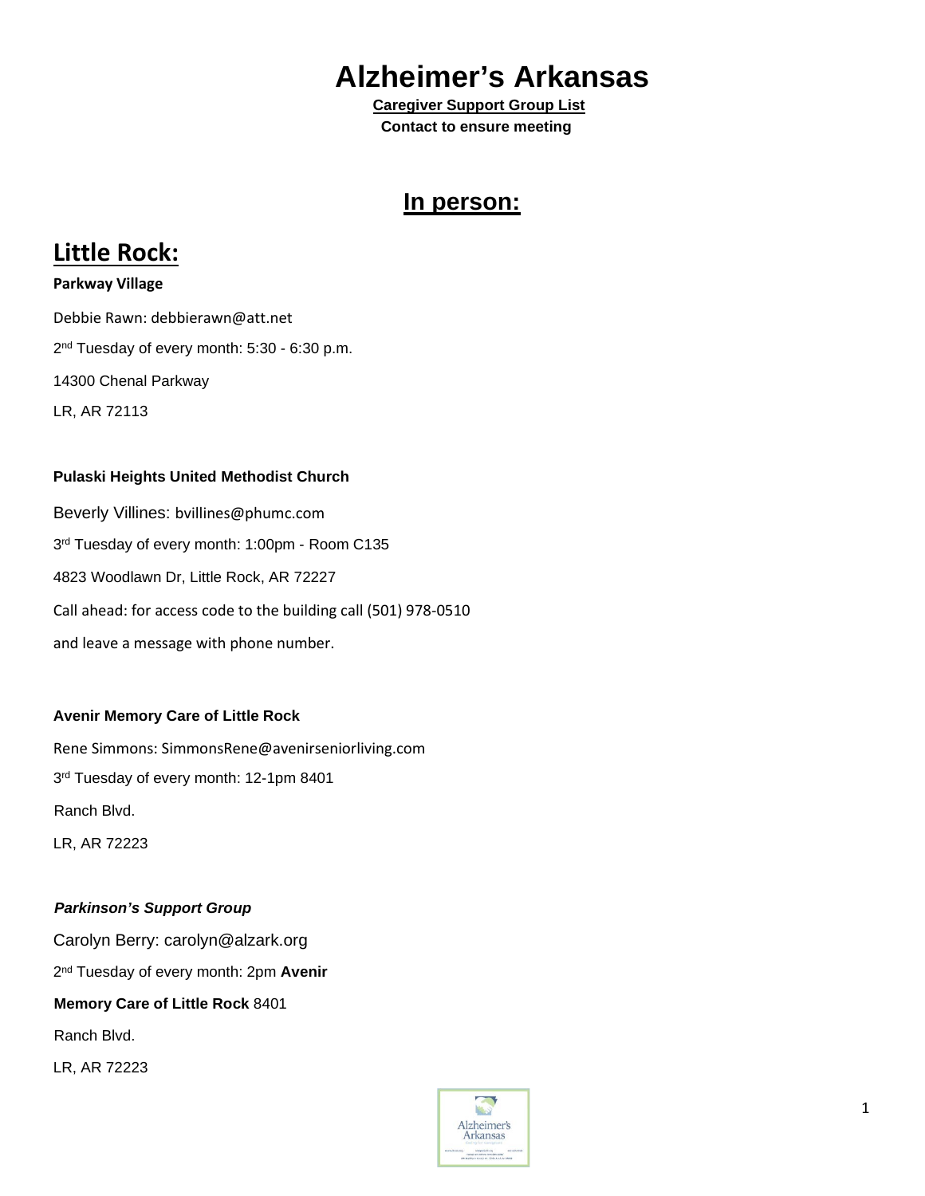# Alzheimer's Arkansas

**Caregiver Support Group List**

**Contact to ensure meeting**

## In person:

## Little Rock:

**Parkway Village**

Debbie Rawn: debbierawn@att.net

2nd Tuesday of every month: 5:30 - 6:30 p.m.

14300 Chenal Parkway

LR, AR 72113

**Pulaski Heights United Methodist Church**

Beverly Villines: bvillines@phumc.com

3rd Tuesday of every month: 1:00pm - Room C135

4823 Woodlawn Dr, Little Rock, AR 72227

Call ahead: for access code to the building call (501) 978-0510

and leave a message with phone number.

**Avenir Memory Care of Little Rock**

Rene Simmons: SimmonsRene@avenirseniorliving.com

3rd Tuesday of every month: 12-1pm 8401

Ranch Blvd.

LR, AR 72223

***Parkinson's Support Group***

Carolyn Berry: carolyn@alzark.org

2nd Tuesday of every month: 2pm **Avenir**

**Memory Care of Little Rock** 8401

Ranch Blvd.

LR, AR 72223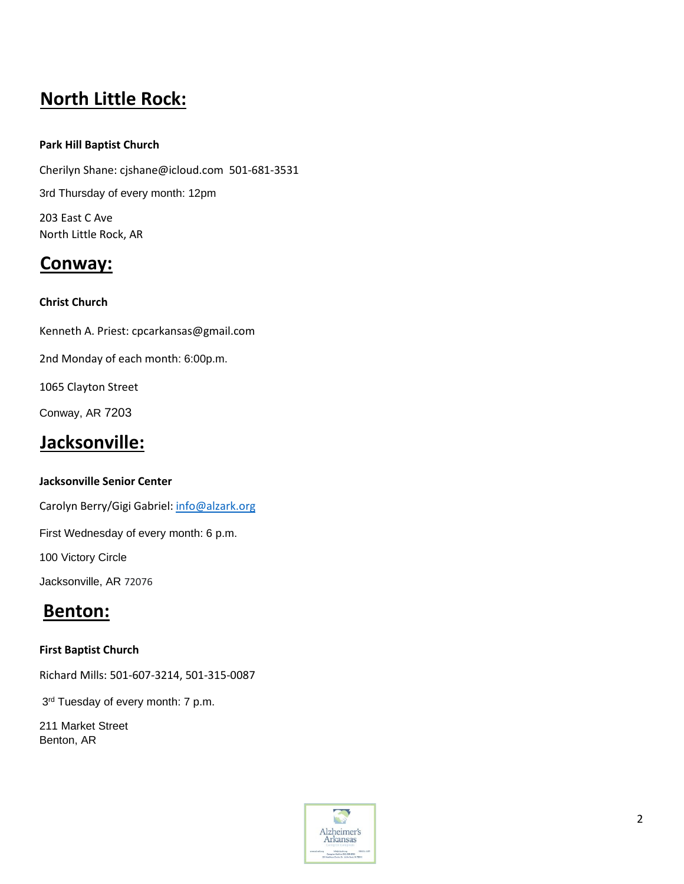## North Little Rock:

**Park Hill Baptist Church**

Cherilyn Shane: cjshane@icloud.com 501-681-3531

3rd Thursday of every month: 12pm

203 East C Ave
North Little Rock, AR

## Conway:

**Christ Church**

Kenneth A. Priest: cpcarkansas@gmail.com

2nd Monday of each month: 6:00p.m.

1065 Clayton Street

Conway, AR 7203

## Jacksonville:

**Jacksonville Senior Center**

Carolyn Berry/Gigi Gabriel: info@alzark.org

First Wednesday of every month: 6 p.m.

100 Victory Circle

Jacksonville, AR 72076

## Benton:

**First Baptist Church**

Richard Mills: 501-607-3214, 501-315-0087

3rd Tuesday of every month: 7 p.m.

211 Market Street
Benton, AR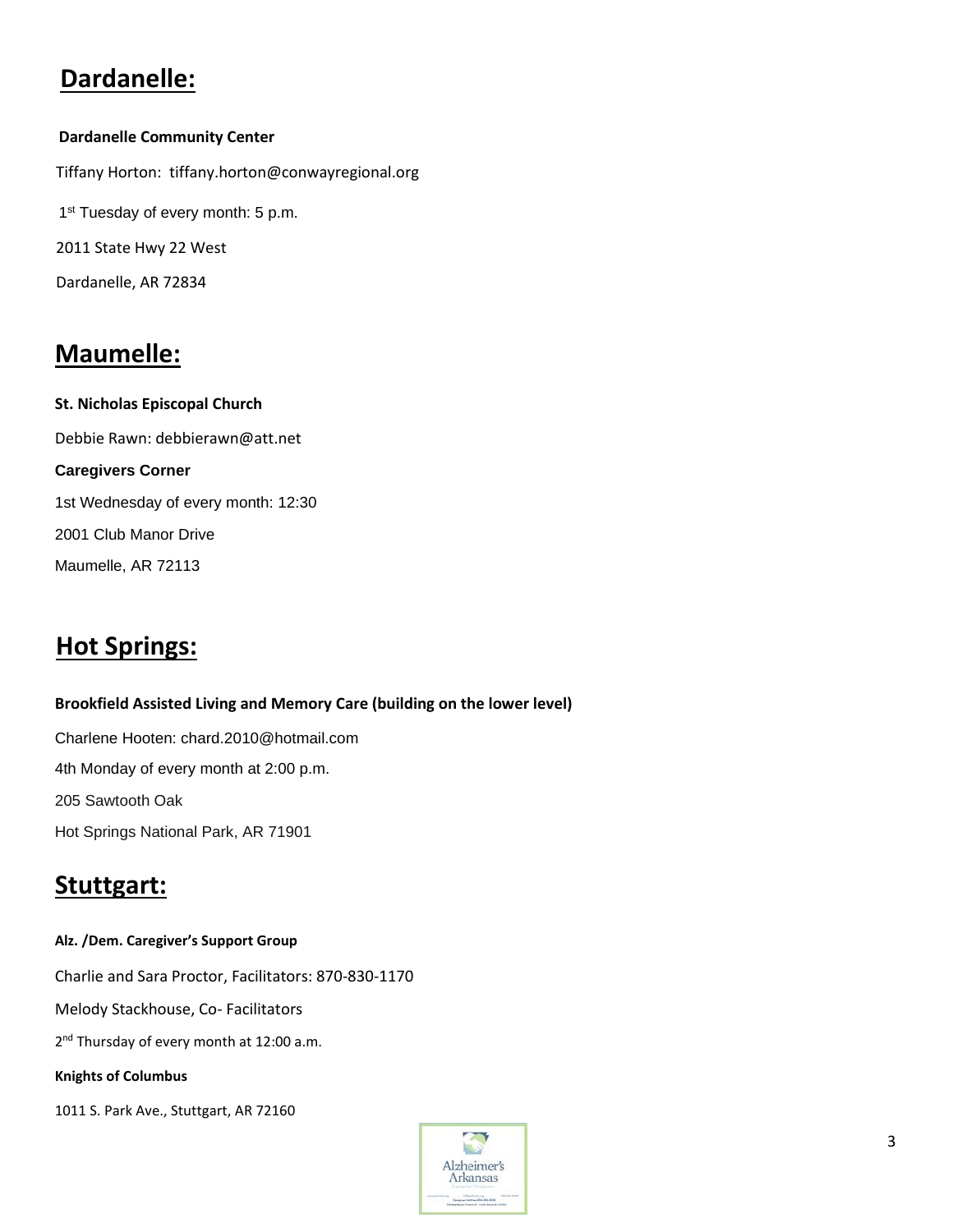## Dardanelle:

**Dardanelle Community Center**

Tiffany Horton: tiffany.horton@conwayregional.org

1st Tuesday of every month: 5 p.m.

2011 State Hwy 22 West

Dardanelle, AR 72834

## Maumelle:

**St. Nicholas Episcopal Church**

Debbie Rawn: debbierawn@att.net

**Caregivers Corner**

1st Wednesday of every month: 12:30

2001 Club Manor Drive

Maumelle, AR 72113

## Hot Springs:

**Brookfield Assisted Living and Memory Care (building on the lower level)**

Charlene Hooten: chard.2010@hotmail.com

4th Monday of every month at 2:00 p.m.

205 Sawtooth Oak

Hot Springs National Park, AR 71901

## Stuttgart:

**Alz. /Dem. Caregiver's Support Group**

Charlie and Sara Proctor, Facilitators: 870-830-1170

Melody Stackhouse, Co- Facilitators

2nd Thursday of every month at 12:00 a.m.

**Knights of Columbus**

1011 S. Park Ave., Stuttgart, AR 72160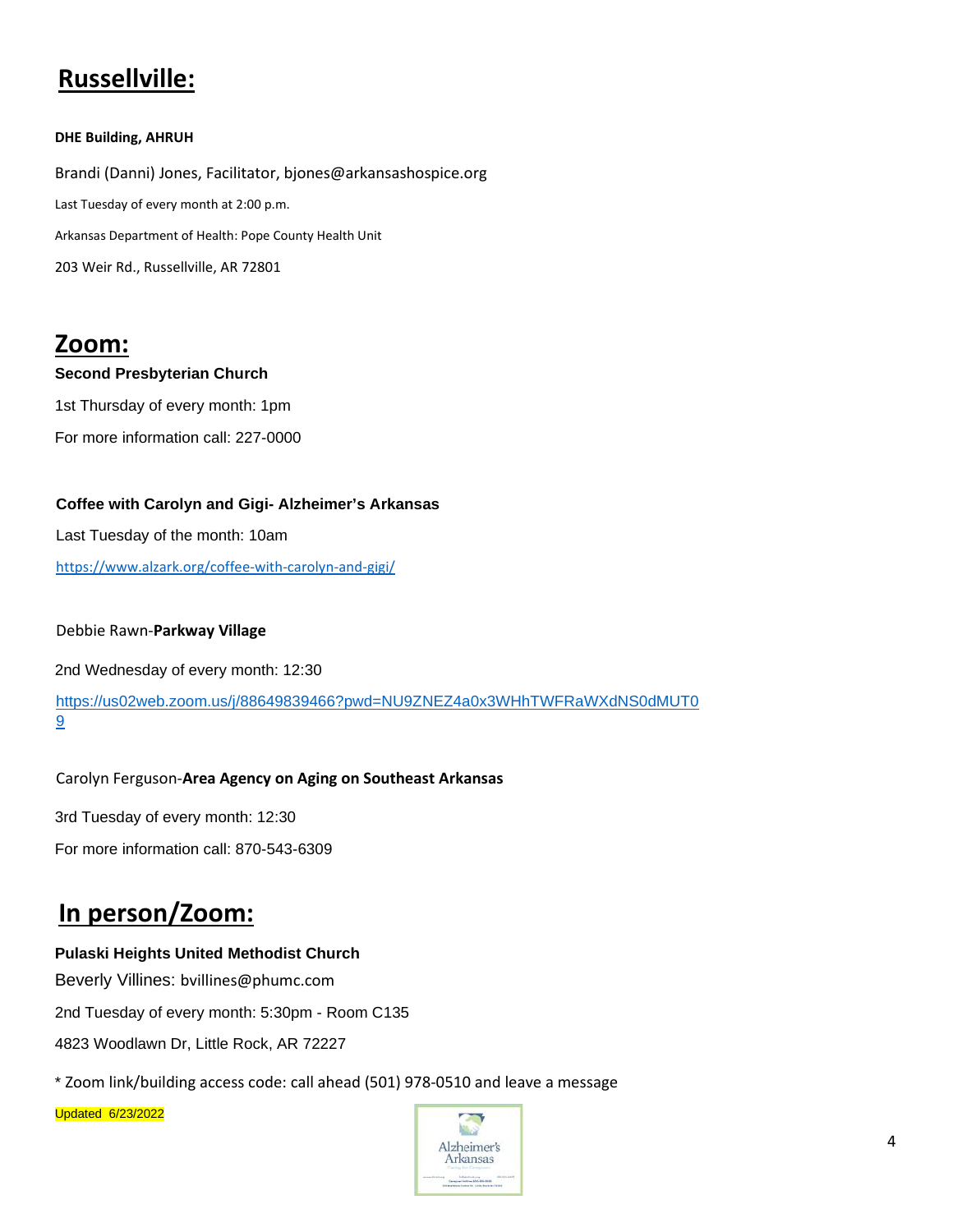## Russellville:

**DHE Building, AHRUH**

Brandi (Danni) Jones, Facilitator, bjones@arkansashospice.org

Last Tuesday of every month at 2:00 p.m.

Arkansas Department of Health: Pope County Health Unit

203 Weir Rd., Russellville, AR 72801

## Zoom:

**Second Presbyterian Church**

1st Thursday of every month: 1pm

For more information call: 227-0000

**Coffee with Carolyn and Gigi- Alzheimer's Arkansas**

Last Tuesday of the month: 10am

https://www.alzark.org/coffee-with-carolyn-and-gigi/

Debbie Rawn-**Parkway Village**

2nd Wednesday of every month: 12:30

https://us02web.zoom.us/j/88649839466?pwd=NU9ZNEZ4a0x3WHhTWFRaWXdNS0dMUT09

Carolyn Ferguson-**Area Agency on Aging on Southeast Arkansas**

3rd Tuesday of every month: 12:30

For more information call: 870-543-6309

## In person/Zoom:

**Pulaski Heights United Methodist Church**

Beverly Villines: bvillines@phumc.com

2nd Tuesday of every month: 5:30pm - Room C135

4823 Woodlawn Dr, Little Rock, AR 72227

* Zoom link/building access code: call ahead (501) 978-0510 and leave a message

Updated 6/23/2022

Alzheimer's Arkansas